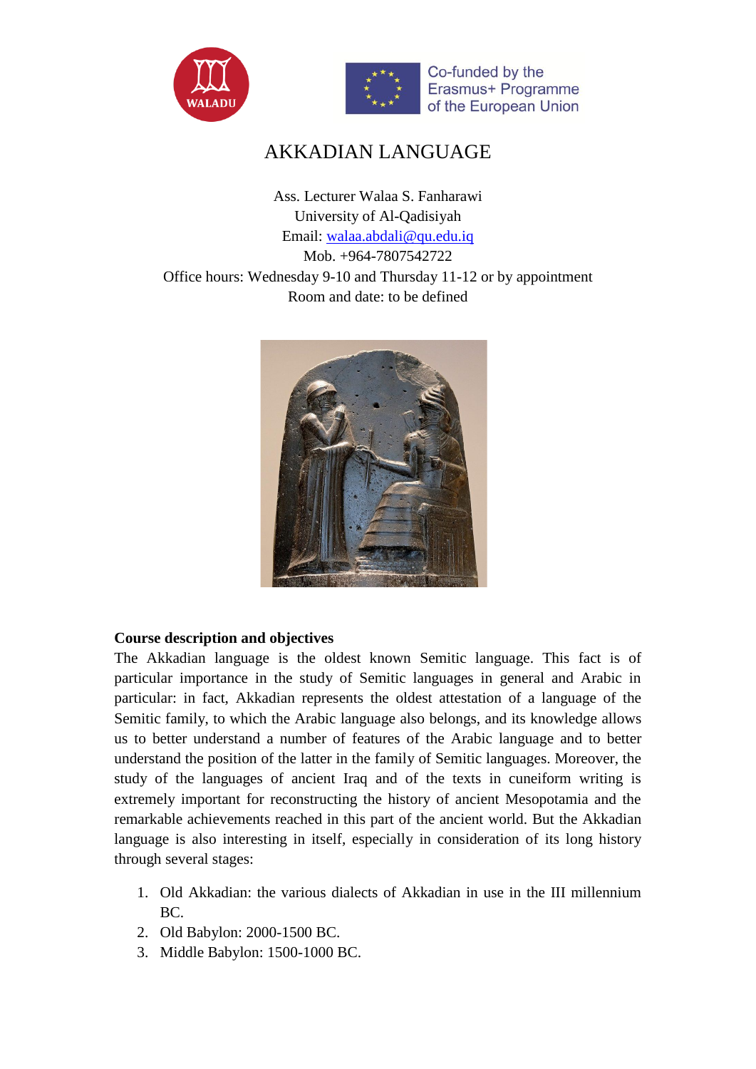Co-funded by the Erasmus+ Programme of the European Union

# AKKADIAN LANGUAGE

Ass. Lecturer Walaa S. Fanharawi
University of Al-Qadisiyah
Email: walaa.abdali@qu.edu.iq
Mob. +964-7807542722
Office hours: Wednesday 9-10 and Thursday 11-12 or by appointment
Room and date: to be defined

## Course description and objectives

The Akkadian language is the oldest known Semitic language. This fact is of particular importance in the study of Semitic languages in general and Arabic in particular: in fact, Akkadian represents the oldest attestation of a language of the Semitic family, to which the Arabic language also belongs, and its knowledge allows us to better understand a number of features of the Arabic language and to better understand the position of the latter in the family of Semitic languages. Moreover, the study of the languages of ancient Iraq and of the texts in cuneiform writing is extremely important for reconstructing the history of ancient Mesopotamia and the remarkable achievements reached in this part of the ancient world. But the Akkadian language is also interesting in itself, especially in consideration of its long history through several stages:

1. Old Akkadian: the various dialects of Akkadian in use in the III millennium BC.
2. Old Babylon: 2000-1500 BC.
3. Middle Babylon: 1500-1000 BC.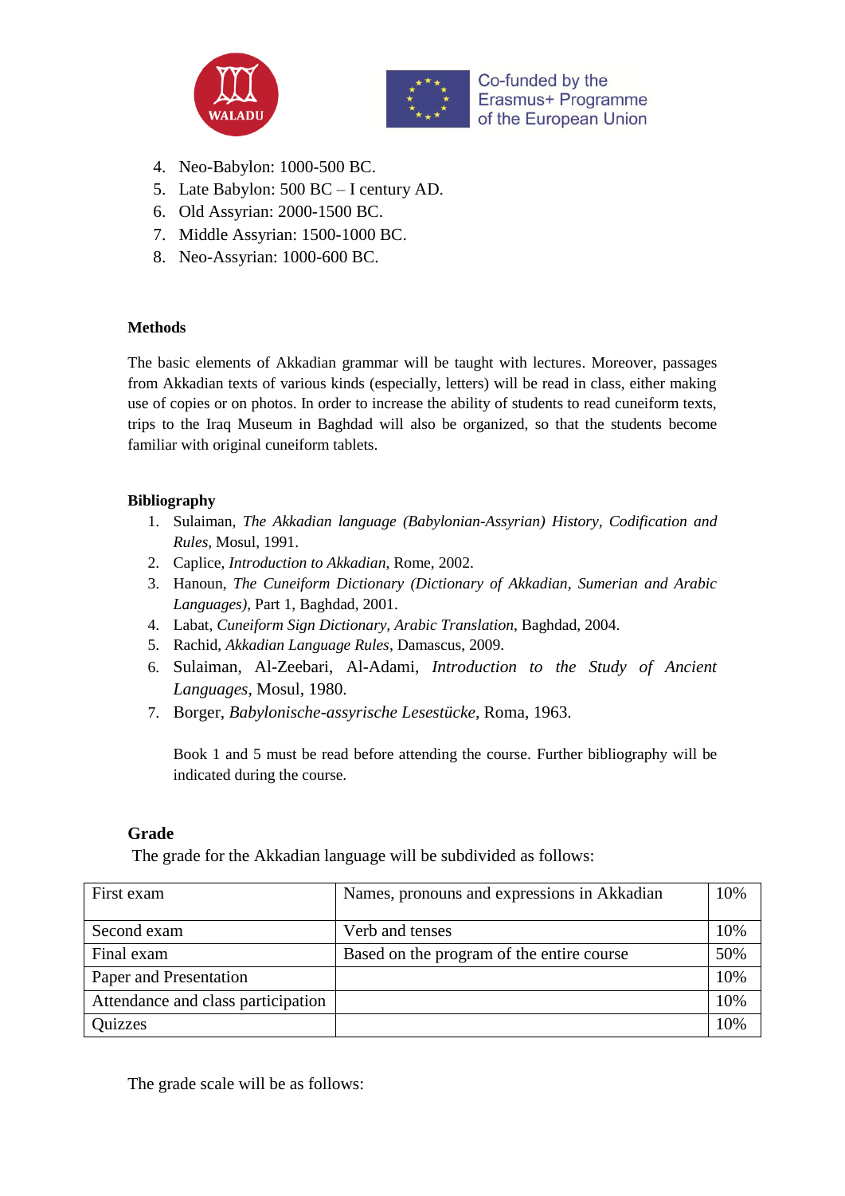4. Neo-Babylon: 1000-500 BC.
5. Late Babylon: 500 BC – I century AD.
6. Old Assyrian: 2000-1500 BC.
7. Middle Assyrian: 1500-1000 BC.
8. Neo-Assyrian: 1000-600 BC.

**Methods**

The basic elements of Akkadian grammar will be taught with lectures. Moreover, passages from Akkadian texts of various kinds (especially, letters) will be read in class, either making use of copies or on photos. In order to increase the ability of students to read cuneiform texts, trips to the Iraq Museum in Baghdad will also be organized, so that the students become familiar with original cuneiform tablets.

**Bibliography**

1. Sulaiman, *The Akkadian language (Babylonian-Assyrian) History, Codification and Rules*, Mosul, 1991.
2. Caplice, *Introduction to Akkadian*, Rome, 2002.
3. Hanoun, *The Cuneiform Dictionary (Dictionary of Akkadian, Sumerian and Arabic Languages)*, Part 1, Baghdad, 2001.
4. Labat, *Cuneiform Sign Dictionary, Arabic Translation*, Baghdad, 2004.
5. Rachid, *Akkadian Language Rules*, Damascus, 2009.
6. Sulaiman, Al-Zeebari, Al-Adami, *Introduction to the Study of Ancient Languages*, Mosul, 1980.
7. Borger, *Babylonische-assyrische Lesestücke*, Roma, 1963.

Book 1 and 5 must be read before attending the course. Further bibliography will be indicated during the course.

**Grade**

The grade for the Akkadian language will be subdivided as follows:

| | | |
|---|---|---|
| First exam | Names, pronouns and expressions in Akkadian | 10% |
| Second exam | Verb and tenses | 10% |
| Final exam | Based on the program of the entire course | 50% |
| Paper and Presentation | | 10% |
| Attendance and class participation | | 10% |
| Quizzes | | 10% |

The grade scale will be as follows: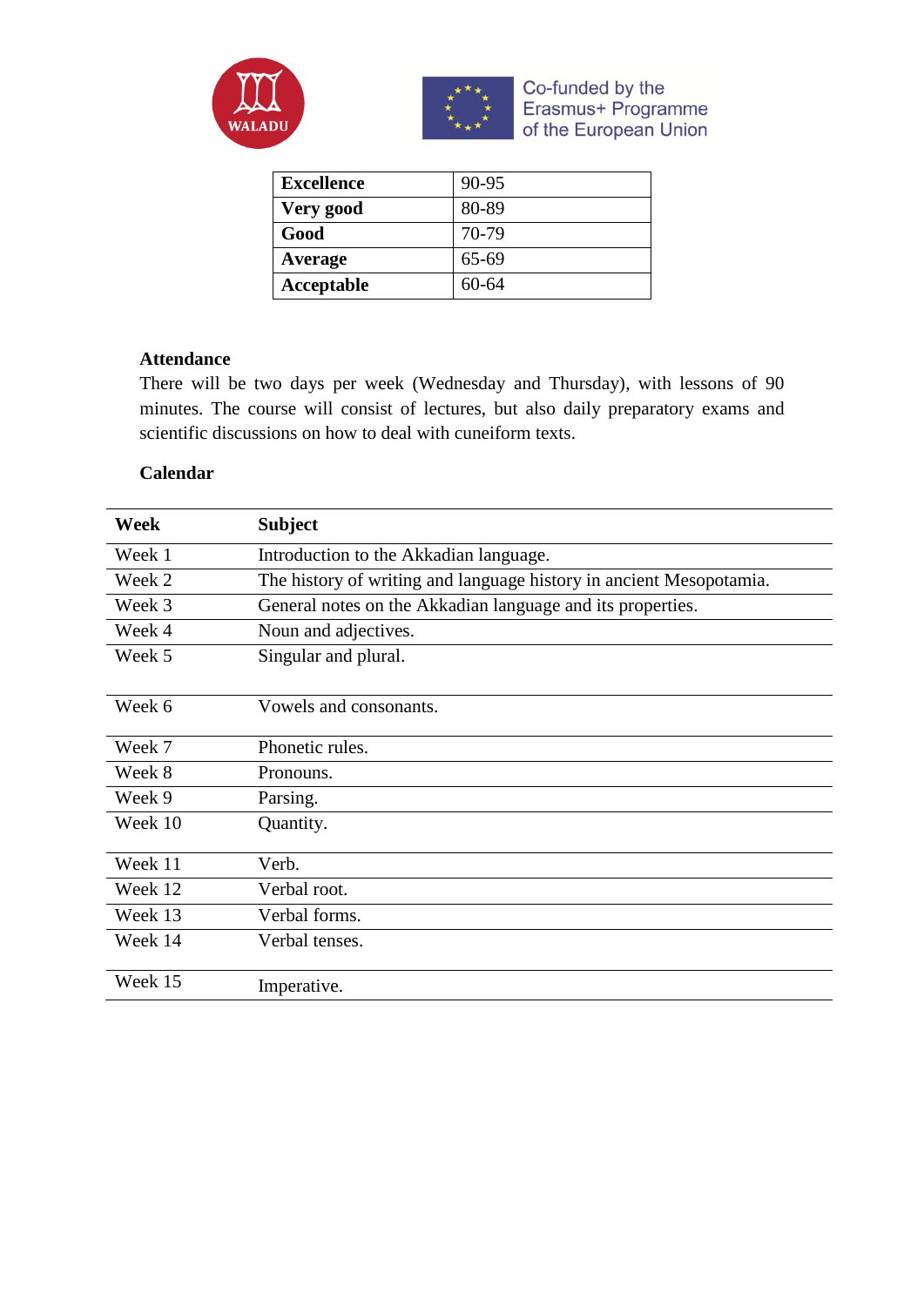| | |
|---|---|
| **Excellence** | 90-95 |
| **Very good** | 80-89 |
| **Good** | 70-79 |
| **Average** | 65-69 |
| **Acceptable** | 60-64 |

**Attendance**

There will be two days per week (Wednesday and Thursday), with lessons of 90 minutes. The course will consist of lectures, but also daily preparatory exams and scientific discussions on how to deal with cuneiform texts.

**Calendar**

| Week | Subject |
|---|---|
| Week 1 | Introduction to the Akkadian language. |
| Week 2 | The history of writing and language history in ancient Mesopotamia. |
| Week 3 | General notes on the Akkadian language and its properties. |
| Week 4 | Noun and adjectives. |
| Week 5 | Singular and plural. |
| Week 6 | Vowels and consonants. |
| Week 7 | Phonetic rules. |
| Week 8 | Pronouns. |
| Week 9 | Parsing. |
| Week 10 | Quantity. |
| Week 11 | Verb. |
| Week 12 | Verbal root. |
| Week 13 | Verbal forms. |
| Week 14 | Verbal tenses. |
| Week 15 | Imperative. |